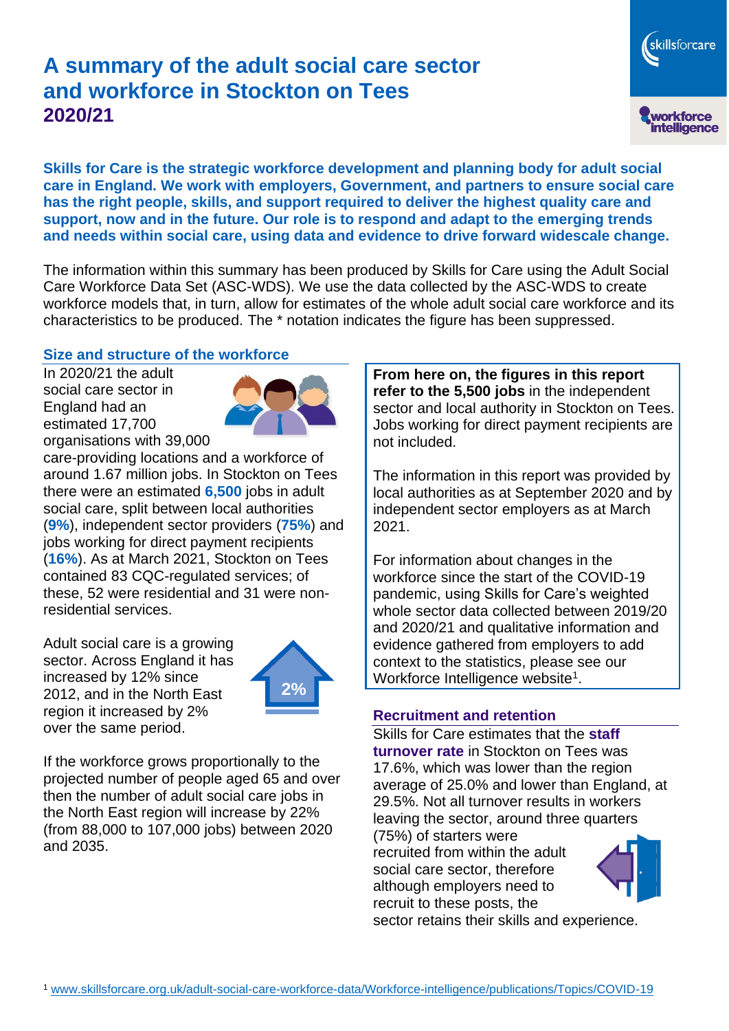# A summary of the adult social care sector and workforce in Stockton on Tees 2020/21

**Skills for Care is the strategic workforce development and planning body for adult social care in England. We work with employers, Government, and partners to ensure social care has the right people, skills, and support required to deliver the highest quality care and support, now and in the future. Our role is to respond and adapt to the emerging trends and needs within social care, using data and evidence to drive forward widescale change.**

The information within this summary has been produced by Skills for Care using the Adult Social Care Workforce Data Set (ASC-WDS). We use the data collected by the ASC-WDS to create workforce models that, in turn, allow for estimates of the whole adult social care workforce and its characteristics to be produced. The * notation indicates the figure has been suppressed.

## Size and structure of the workforce

In 2020/21 the adult social care sector in England had an estimated 17,700 organisations with 39,000 care-providing locations and a workforce of around 1.67 million jobs. In Stockton on Tees there were an estimated **6,500** jobs in adult social care, split between local authorities (**9%**), independent sector providers (**75%**) and jobs working for direct payment recipients (**16%**). As at March 2021, Stockton on Tees contained 83 CQC-regulated services; of these, 52 were residential and 31 were non-residential services.

Adult social care is a growing sector. Across England it has increased by 12% since 2012, and in the North East region it increased by 2% over the same period.

2%

If the workforce grows proportionally to the projected number of people aged 65 and over then the number of adult social care jobs in the North East region will increase by 22% (from 88,000 to 107,000 jobs) between 2020 and 2035.

**From here on, the figures in this report refer to the 5,500 jobs** in the independent sector and local authority in Stockton on Tees. Jobs working for direct payment recipients are not included.

The information in this report was provided by local authorities as at September 2020 and by independent sector employers as at March 2021.

For information about changes in the workforce since the start of the COVID-19 pandemic, using Skills for Care's weighted whole sector data collected between 2019/20 and 2020/21 and qualitative information and evidence gathered from employers to add context to the statistics, please see our Workforce Intelligence website[1].

## Recruitment and retention

Skills for Care estimates that the **staff turnover rate** in Stockton on Tees was 17.6%, which was lower than the region average of 25.0% and lower than England, at 29.5%. Not all turnover results in workers leaving the sector, around three quarters (75%) of starters were recruited from within the adult social care sector, therefore although employers need to recruit to these posts, the sector retains their skills and experience.

[1] www.skillsforcare.org.uk/adult-social-care-workforce-data/Workforce-intelligence/publications/Topics/COVID-19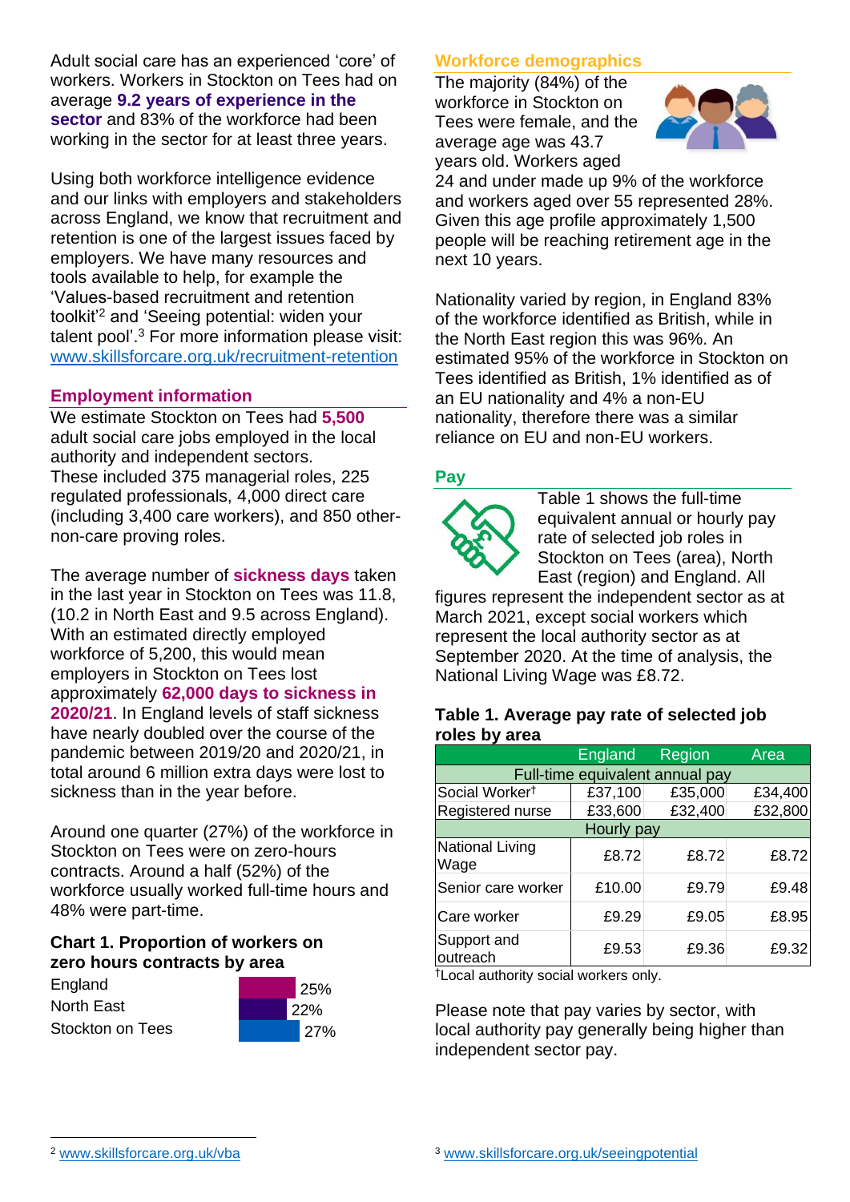Adult social care has an experienced 'core' of workers. Workers in Stockton on Tees had on average **9.2 years of experience in the sector** and 83% of the workforce had been working in the sector for at least three years.

Using both workforce intelligence evidence and our links with employers and stakeholders across England, we know that recruitment and retention is one of the largest issues faced by employers. We have many resources and tools available to help, for example the 'Values-based recruitment and retention toolkit'[2] and 'Seeing potential: widen your talent pool'.[3] For more information please visit: www.skillsforcare.org.uk/recruitment-retention

## Employment information

We estimate Stockton on Tees had **5,500** adult social care jobs employed in the local authority and independent sectors. These included 375 managerial roles, 225 regulated professionals, 4,000 direct care (including 3,400 care workers), and 850 other-non-care proving roles.

The average number of **sickness days** taken in the last year in Stockton on Tees was 11.8, (10.2 in North East and 9.5 across England). With an estimated directly employed workforce of 5,200, this would mean employers in Stockton on Tees lost approximately **62,000 days to sickness in 2020/21**. In England levels of staff sickness have nearly doubled over the course of the pandemic between 2019/20 and 2020/21, in total around 6 million extra days were lost to sickness than in the year before.

Around one quarter (27%) of the workforce in Stockton on Tees were on zero-hours contracts. Around a half (52%) of the workforce usually worked full-time hours and 48% were part-time.

### Chart 1. Proportion of workers on zero hours contracts by area

| Area | Proportion |
|---|---|
| England | 25% |
| North East | 22% |
| Stockton on Tees | 27% |

## Workforce demographics

The majority (84%) of the workforce in Stockton on Tees were female, and the average age was 43.7 years old. Workers aged 24 and under made up 9% of the workforce and workers aged over 55 represented 28%. Given this age profile approximately 1,500 people will be reaching retirement age in the next 10 years.

Nationality varied by region, in England 83% of the workforce identified as British, while in the North East region this was 96%. An estimated 95% of the workforce in Stockton on Tees identified as British, 1% identified as of an EU nationality and 4% a non-EU nationality, therefore there was a similar reliance on EU and non-EU workers.

## Pay

Table 1 shows the full-time equivalent annual or hourly pay rate of selected job roles in Stockton on Tees (area), North East (region) and England. All figures represent the independent sector as at March 2021, except social workers which represent the local authority sector as at September 2020. At the time of analysis, the National Living Wage was £8.72.

### Table 1. Average pay rate of selected job roles by area

| | England | Region | Area |
|---|---|---|---|
| **Full-time equivalent annual pay** | | | |
| Social Worker† | £37,100 | £35,000 | £34,400 |
| Registered nurse | £33,600 | £32,400 | £32,800 |
| **Hourly pay** | | | |
| National Living Wage | £8.72 | £8.72 | £8.72 |
| Senior care worker | £10.00 | £9.79 | £9.48 |
| Care worker | £9.29 | £9.05 | £8.95 |
| Support and outreach | £9.53 | £9.36 | £9.32 |

†Local authority social workers only.

Please note that pay varies by sector, with local authority pay generally being higher than independent sector pay.

[2] www.skillsforcare.org.uk/vba

[3] www.skillsforcare.org.uk/seeingpotential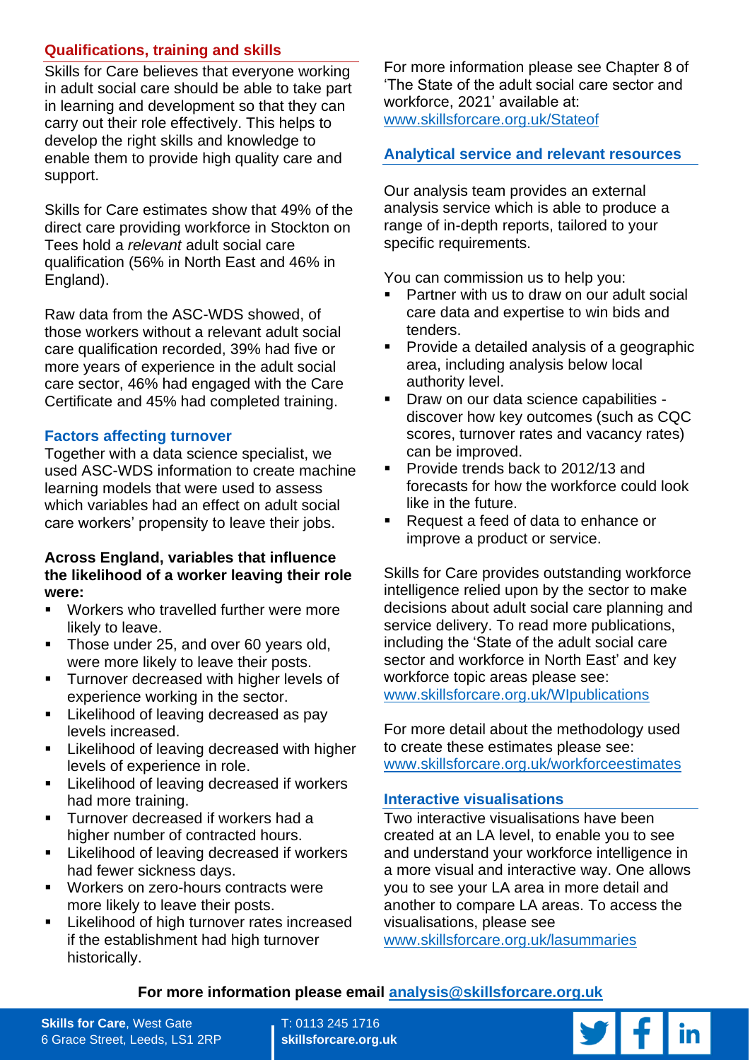## Qualifications, training and skills

Skills for Care believes that everyone working in adult social care should be able to take part in learning and development so that they can carry out their role effectively. This helps to develop the right skills and knowledge to enable them to provide high quality care and support.

Skills for Care estimates show that 49% of the direct care providing workforce in Stockton on Tees hold a *relevant* adult social care qualification (56% in North East and 46% in England).

Raw data from the ASC-WDS showed, of those workers without a relevant adult social care qualification recorded, 39% had five or more years of experience in the adult social care sector, 46% had engaged with the Care Certificate and 45% had completed training.

## Factors affecting turnover

Together with a data science specialist, we used ASC-WDS information to create machine learning models that were used to assess which variables had an effect on adult social care workers' propensity to leave their jobs.

**Across England, variables that influence the likelihood of a worker leaving their role were:**

- Workers who travelled further were more likely to leave.
- Those under 25, and over 60 years old, were more likely to leave their posts.
- Turnover decreased with higher levels of experience working in the sector.
- Likelihood of leaving decreased as pay levels increased.
- Likelihood of leaving decreased with higher levels of experience in role.
- Likelihood of leaving decreased if workers had more training.
- Turnover decreased if workers had a higher number of contracted hours.
- Likelihood of leaving decreased if workers had fewer sickness days.
- Workers on zero-hours contracts were more likely to leave their posts.
- Likelihood of high turnover rates increased if the establishment had high turnover historically.

For more information please see Chapter 8 of 'The State of the adult social care sector and workforce, 2021' available at: www.skillsforcare.org.uk/Stateof

## Analytical service and relevant resources

Our analysis team provides an external analysis service which is able to produce a range of in-depth reports, tailored to your specific requirements.

You can commission us to help you:

- Partner with us to draw on our adult social care data and expertise to win bids and tenders.
- Provide a detailed analysis of a geographic area, including analysis below local authority level.
- Draw on our data science capabilities - discover how key outcomes (such as CQC scores, turnover rates and vacancy rates) can be improved.
- Provide trends back to 2012/13 and forecasts for how the workforce could look like in the future.
- Request a feed of data to enhance or improve a product or service.

Skills for Care provides outstanding workforce intelligence relied upon by the sector to make decisions about adult social care planning and service delivery. To read more publications, including the 'State of the adult social care sector and workforce in North East' and key workforce topic areas please see: www.skillsforcare.org.uk/WIpublications

For more detail about the methodology used to create these estimates please see: www.skillsforcare.org.uk/workforceestimates

## Interactive visualisations

Two interactive visualisations have been created at an LA level, to enable you to see and understand your workforce intelligence in a more visual and interactive way. One allows you to see your LA area in more detail and another to compare LA areas. To access the visualisations, please see www.skillsforcare.org.uk/lasummaries

**For more information please email analysis@skillsforcare.org.uk**

**Skills for Care**, West Gate
6 Grace Street, Leeds, LS1 2RP

T: 0113 245 1716
**skillsforcare.org.uk**